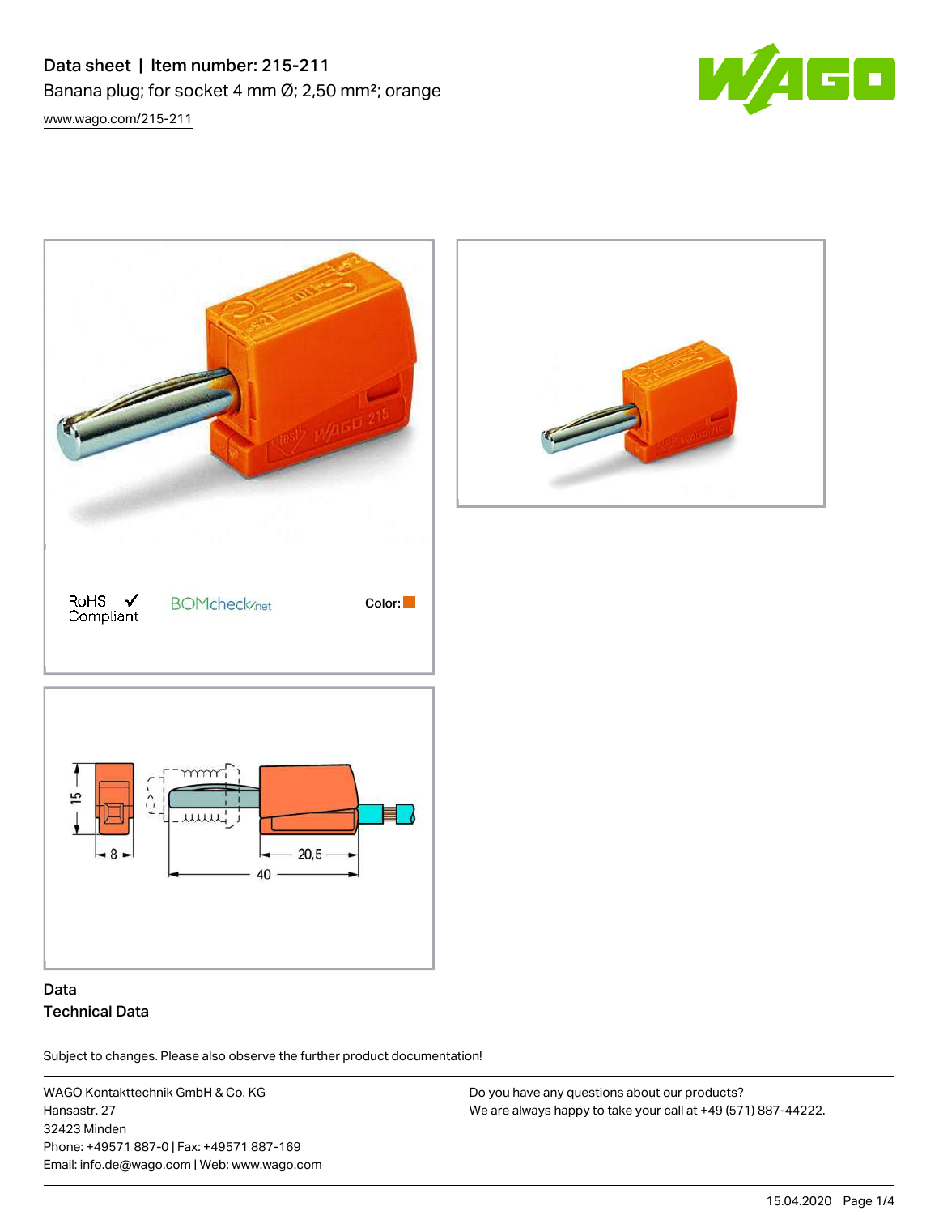# Data sheet | Item number: 215-211

Banana plug; for socket 4 mm Ø; 2,50 mm²; orange

www.wago.com/215-211

RoHS ✓ Compliant

BOMcheck.net

Color:

15

8

20,5

40

## Data

### Technical Data

Subject to changes. Please also observe the further product documentation!

WAGO Kontakttechnik GmbH & Co. KG
Hansastr. 27
32423 Minden
Phone: +49571 887-0 | Fax: +49571 887-169
Email: info.de@wago.com | Web: www.wago.com

Do you have any questions about our products?
We are always happy to take your call at +49 (571) 887-44222.

15.04.2020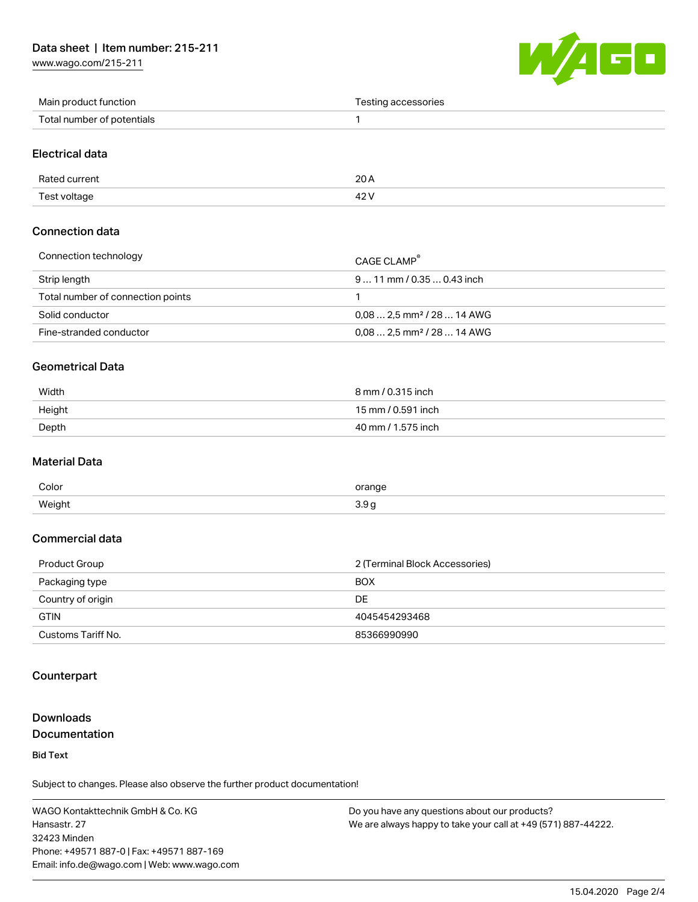| Main product function | Testing accessories |
| --- | --- |
| Total number of potentials | 1 |

## Electrical data

| Rated current | 20 A |
| --- | --- |
| Test voltage | 42 V |

## Connection data

| Connection technology | CAGE CLAMP® |
| --- | --- |
| Strip length | 9 … 11 mm / 0.35 … 0.43 inch |
| Total number of connection points | 1 |
| Solid conductor | 0,08 … 2,5 mm² / 28 … 14 AWG |
| Fine-stranded conductor | 0,08 … 2,5 mm² / 28 … 14 AWG |

## Geometrical Data

| Width | 8 mm / 0.315 inch |
| --- | --- |
| Height | 15 mm / 0.591 inch |
| Depth | 40 mm / 1.575 inch |

## Material Data

| Color | orange |
| --- | --- |
| Weight | 3.9 g |

## Commercial data

| Product Group | 2 (Terminal Block Accessories) |
| --- | --- |
| Packaging type | BOX |
| Country of origin | DE |
| GTIN | 4045454293468 |
| Customs Tariff No. | 85366990990 |

## Counterpart

## Downloads

## Documentation

**Bid Text**

Subject to changes. Please also observe the further product documentation!

WAGO Kontakttechnik GmbH & Co. KG
Hansastr. 27
32423 Minden
Phone: +49571 887-0 | Fax: +49571 887-169
Email: info.de@wago.com | Web: www.wago.com

Do you have any questions about our products?
We are always happy to take your call at +49 (571) 887-44222.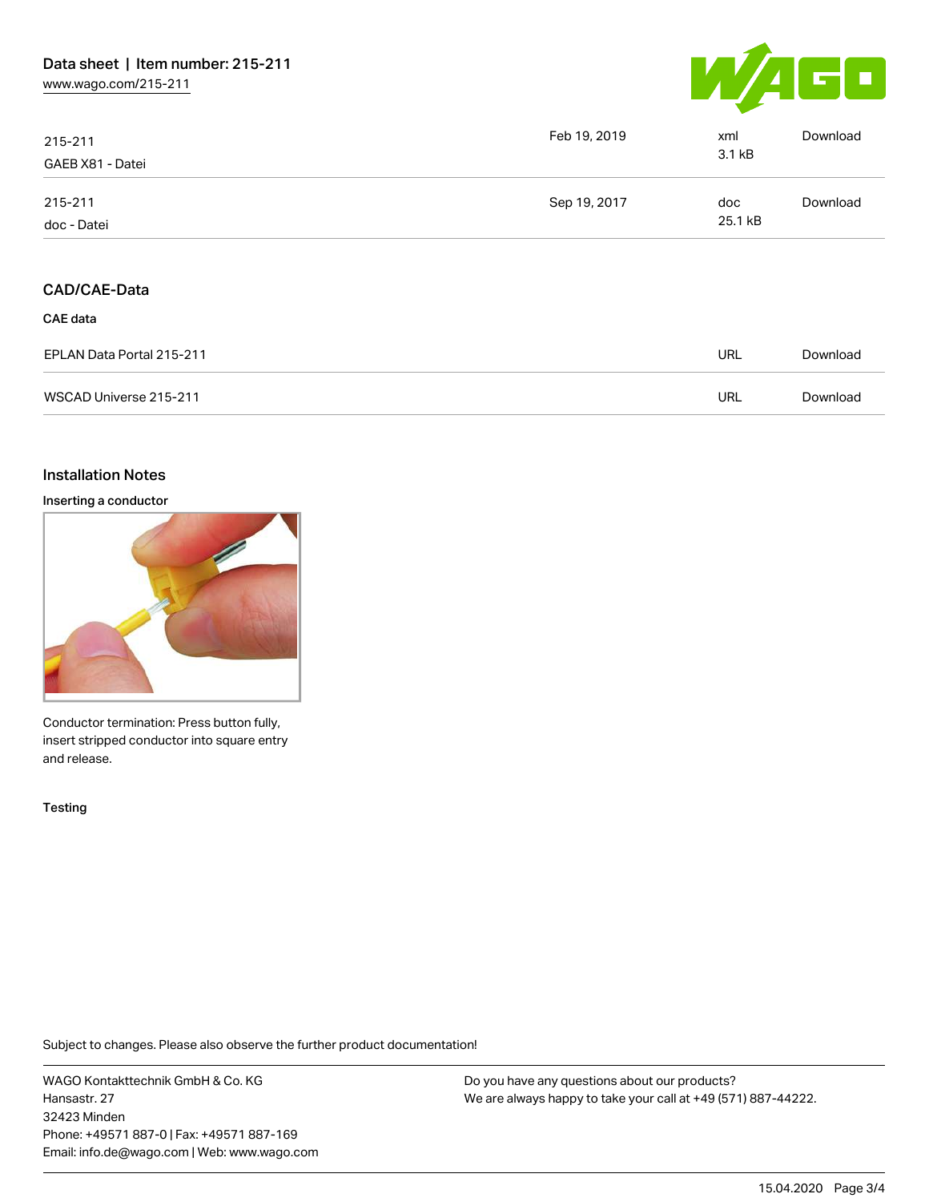| | | | |
|---|---|---|---|
| 215-211<br>GAEB X81 - Datei | Feb 19, 2019 | xml<br>3.1 kB | Download |
| 215-211<br>doc - Datei | Sep 19, 2017 | doc<br>25.1 kB | Download |

## CAD/CAE-Data

**CAE data**

| | | |
|---|---|---|
| EPLAN Data Portal 215-211 | URL | Download |
| WSCAD Universe 215-211 | URL | Download |

## Installation Notes

**Inserting a conductor**

Conductor termination: Press button fully, insert stripped conductor into square entry and release.

**Testing**

Subject to changes. Please also observe the further product documentation!

WAGO Kontakttechnik GmbH & Co. KG
Hansastr. 27
32423 Minden
Phone: +49571 887-0 | Fax: +49571 887-169
Email: info.de@wago.com | Web: www.wago.com

Do you have any questions about our products?
We are always happy to take your call at +49 (571) 887-44222.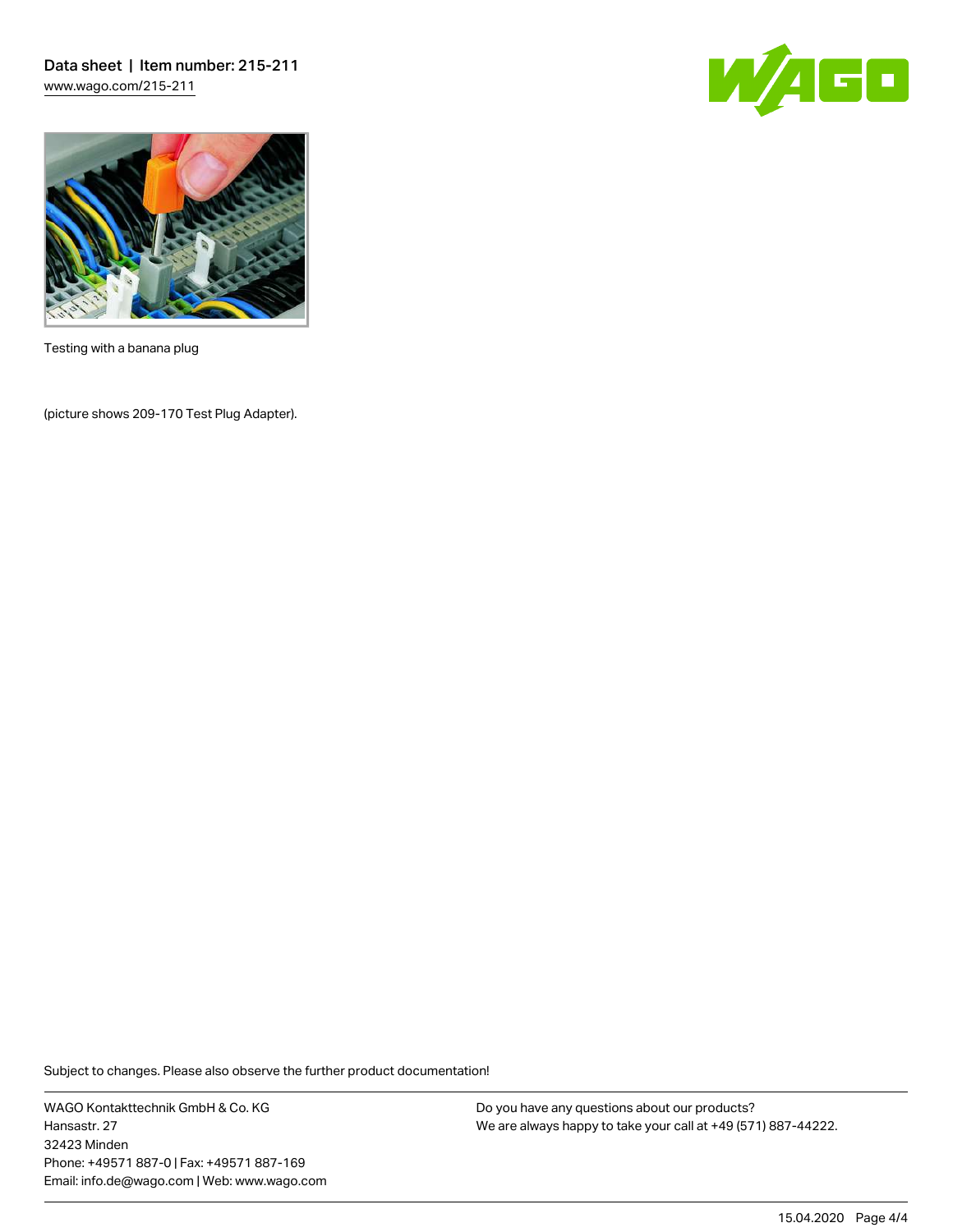Testing with a banana plug

(picture shows 209-170 Test Plug Adapter).

Subject to changes. Please also observe the further product documentation!

WAGO Kontakttechnik GmbH & Co. KG
Hansastr. 27
32423 Minden
Phone: +49571 887-0 | Fax: +49571 887-169
Email: info.de@wago.com | Web: www.wago.com

Do you have any questions about our products?
We are always happy to take your call at +49 (571) 887-44222.